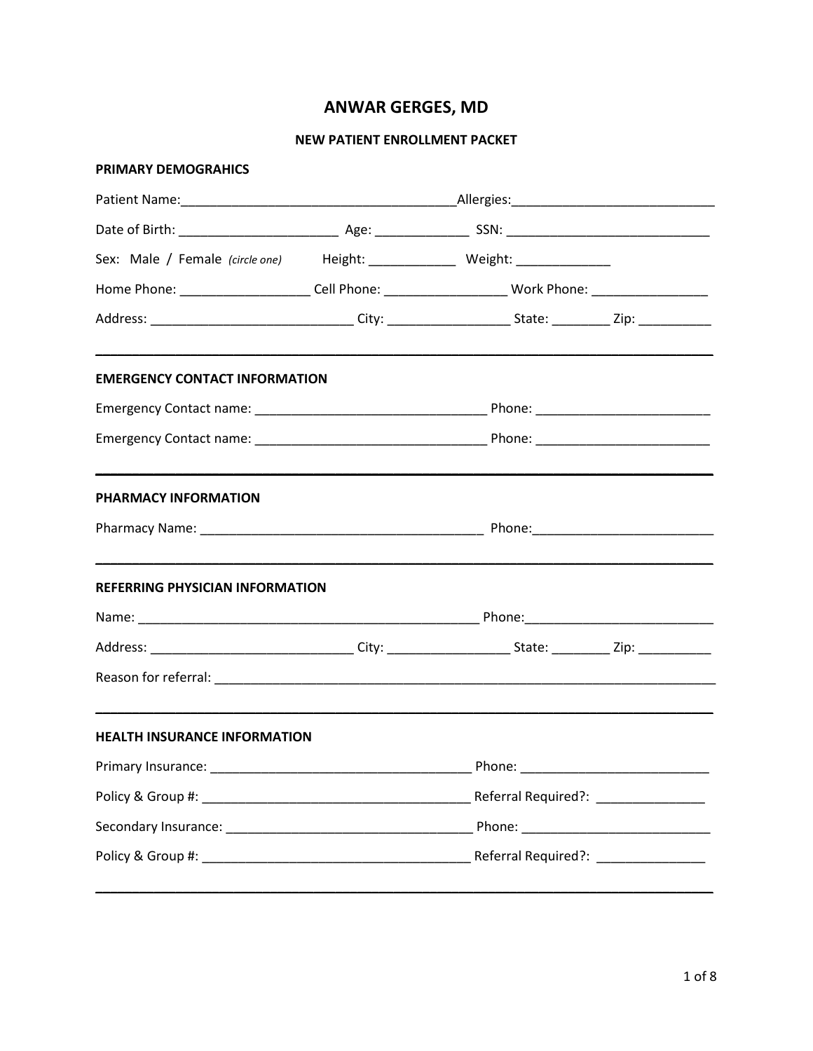# ANWAR GERGES, MD

## NEW PATIENT ENROLLMENT PACKET

**PRIMARY DEMOGRAHICS**

Patient Name:_____________________________________Allergies:___________________________

Date of Birth: _____________________ Age: _____________ SSN: ____________________________

Sex: Male / Female *(circle one)* Height: ____________ Weight: _____________

Home Phone: _________________ Cell Phone: ________________ Work Phone: ________________

Address: ___________________________ City: ________________ State: ________ Zip: __________

---

**EMERGENCY CONTACT INFORMATION**

Emergency Contact name: _______________________________ Phone: ________________________

Emergency Contact name: _______________________________ Phone: ________________________

---

**PHARMACY INFORMATION**

Pharmacy Name: ______________________________________ Phone:________________________

---

**REFERRING PHYSICIAN INFORMATION**

Name: ______________________________________________ Phone:_________________________

Address: ___________________________ City: ________________ State: ________ Zip: __________

Reason for referral: _______________________________________________________________________

---

**HEALTH INSURANCE INFORMATION**

Primary Insurance: ___________________________________ Phone: __________________________

Policy & Group #: ____________________________________ Referral Required?: _______________

Secondary Insurance: _________________________________ Phone: __________________________

Policy & Group #: ____________________________________ Referral Required?: _______________

---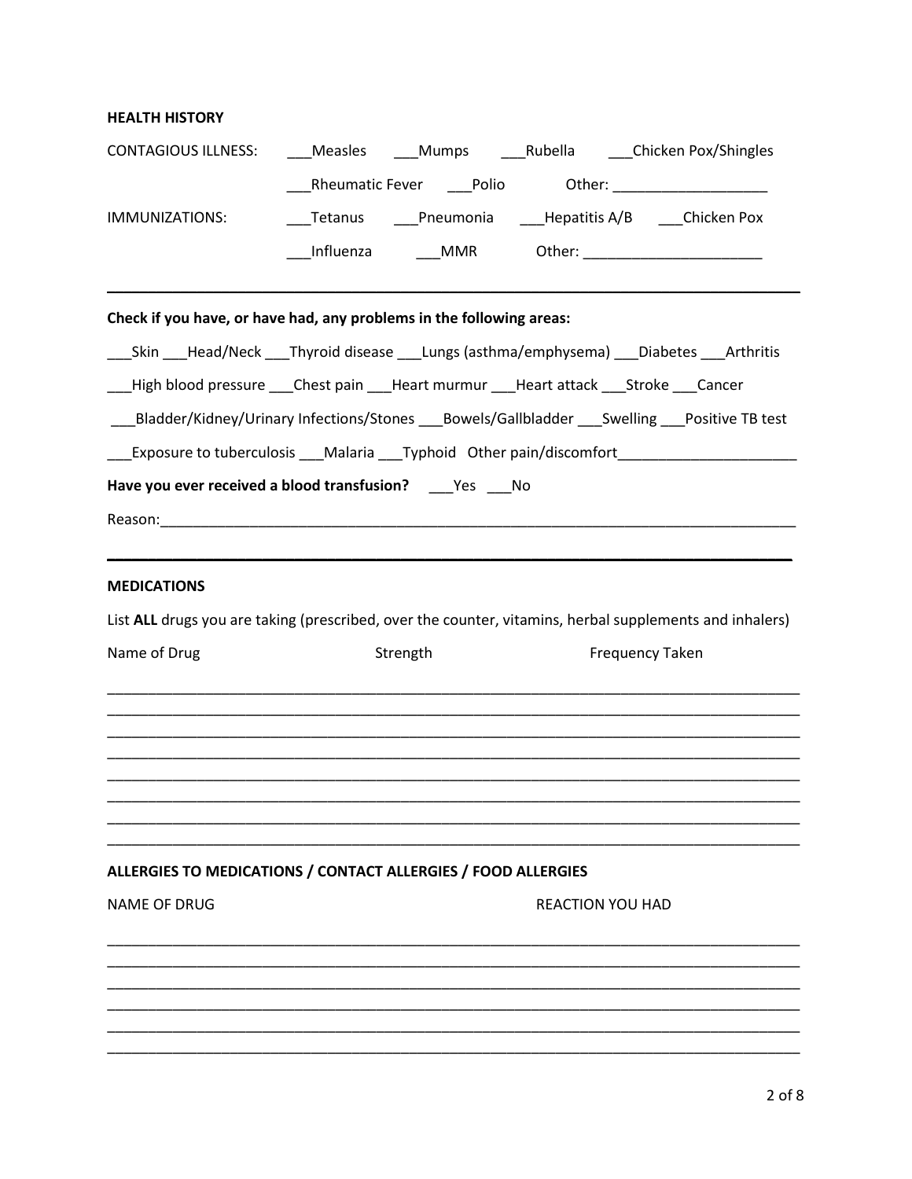## HEALTH HISTORY

CONTAGIOUS ILLNESS: ___Measles ___Mumps ___Rubella ___Chicken Pox/Shingles

___Rheumatic Fever ___Polio Other: ___________________

IMMUNIZATIONS: ___Tetanus ___Pneumonia ___Hepatitis A/B ___Chicken Pox

___Influenza ___MMR Other: ______________________

---

**Check if you have, or have had, any problems in the following areas:**

___Skin ___Head/Neck ___Thyroid disease ___Lungs (asthma/emphysema) ___Diabetes ___Arthritis

___High blood pressure ___Chest pain ___Heart murmur ___Heart attack ___Stroke ___Cancer

___Bladder/Kidney/Urinary Infections/Stones ___Bowels/Gallbladder ___Swelling ___Positive TB test

___Exposure to tuberculosis ___Malaria ___Typhoid Other pain/discomfort______________________

**Have you ever received a blood transfusion?** ___Yes ___No

Reason:_________________________________________________________________________

---

## MEDICATIONS

List **ALL** drugs you are taking (prescribed, over the counter, vitamins, herbal supplements and inhalers)

| Name of Drug | Strength | Frequency Taken |
|---|---|---|
| | | |
| | | |
| | | |
| | | |
| | | |
| | | |
| | | |
| | | |

## ALLERGIES TO MEDICATIONS / CONTACT ALLERGIES / FOOD ALLERGIES

| NAME OF DRUG | REACTION YOU HAD |
|---|---|
| | |
| | |
| | |
| | |
| | |
| | |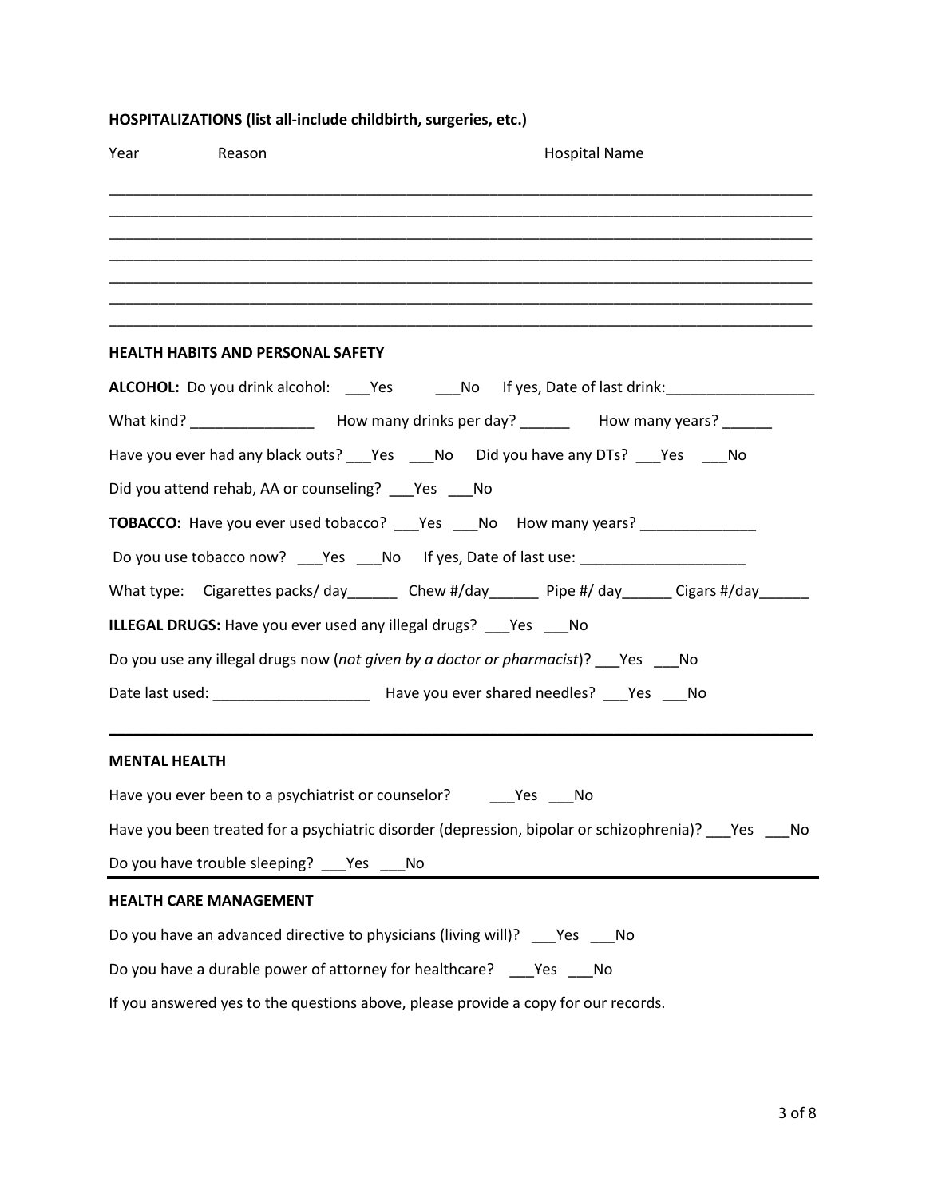**HOSPITALIZATIONS (list all-include childbirth, surgeries, etc.)**

| Year | Reason | Hospital Name |
|---|---|---|
| | | |
| | | |
| | | |
| | | |
| | | |
| | | |
| | | |

**HEALTH HABITS AND PERSONAL SAFETY**

**ALCOHOL:** Do you drink alcohol: ___Yes ___No If yes, Date of last drink:__________________

What kind? _______________ How many drinks per day? ______ How many years? ______

Have you ever had any black outs? ___Yes ___No Did you have any DTs? ___Yes ___No

Did you attend rehab, AA or counseling? ___Yes ___No

**TOBACCO:** Have you ever used tobacco? ___Yes ___No How many years? ______________

Do you use tobacco now? ___Yes ___No If yes, Date of last use: ____________________

What type: Cigarettes packs/ day______ Chew #/day______ Pipe #/ day______ Cigars #/day______

**ILLEGAL DRUGS:** Have you ever used any illegal drugs? ___Yes ___No

Do you use any illegal drugs now (*not given by a doctor or pharmacist*)? ___Yes ___No

Date last used: ___________________ Have you ever shared needles? ___Yes ___No

---

**MENTAL HEALTH**

Have you ever been to a psychiatrist or counselor? ___Yes ___No

Have you been treated for a psychiatric disorder (depression, bipolar or schizophrenia)? ___Yes ___No

Do you have trouble sleeping? ___Yes ___No

---

**HEALTH CARE MANAGEMENT**

Do you have an advanced directive to physicians (living will)? ___Yes ___No

Do you have a durable power of attorney for healthcare? ___Yes ___No

If you answered yes to the questions above, please provide a copy for our records.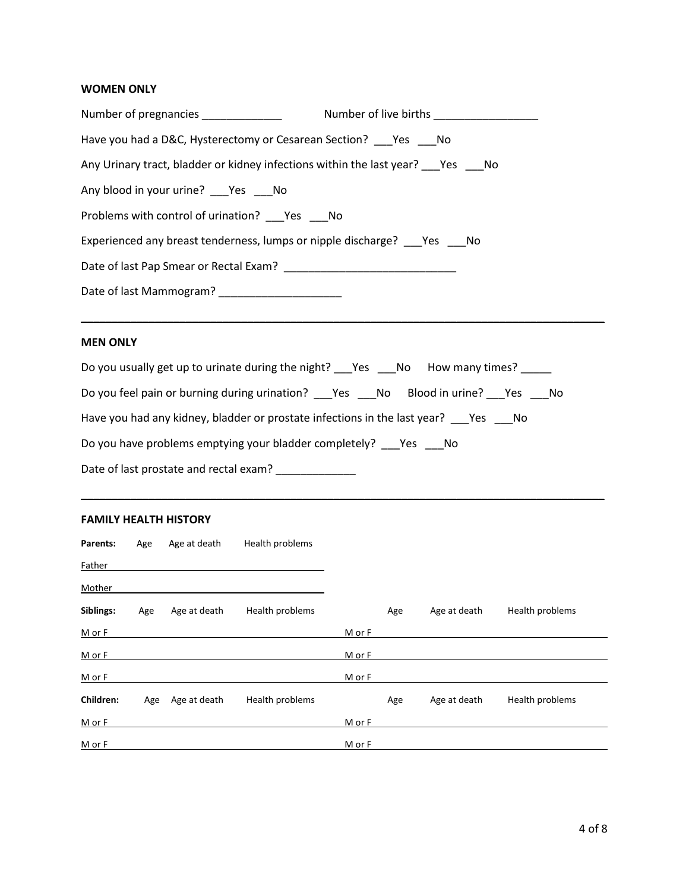**WOMEN ONLY**

Number of pregnancies _____________ Number of live births _________________

Have you had a D&C, Hysterectomy or Cesarean Section? ___Yes ___No

Any Urinary tract, bladder or kidney infections within the last year? ___Yes ___No

Any blood in your urine? ___Yes ___No

Problems with control of urination? ___Yes ___No

Experienced any breast tenderness, lumps or nipple discharge? ___Yes ___No

Date of last Pap Smear or Rectal Exam? ___________________________

Date of last Mammogram? ___________________

---

**MEN ONLY**

Do you usually get up to urinate during the night? ___Yes ___No How many times? _____

Do you feel pain or burning during urination? ___Yes ___No Blood in urine? ___Yes ___No

Have you had any kidney, bladder or prostate infections in the last year? ___Yes ___No

Do you have problems emptying your bladder completely? ___Yes ___No

Date of last prostate and rectal exam? _____________

---

**FAMILY HEALTH HISTORY**

| **Parents:** | Age | Age at death | Health problems |
|---|---|---|---|
| Father | | | |
| Mother | | | |

| **Siblings:** | Age | Age at death | Health problems | | Age | Age at death | Health problems |
|---|---|---|---|---|---|---|---|
| M or F | | | | M or F | | | |
| M or F | | | | M or F | | | |
| M or F | | | | M or F | | | |

| **Children:** | Age | Age at death | Health problems | | Age | Age at death | Health problems |
|---|---|---|---|---|---|---|---|
| M or F | | | | M or F | | | |
| M or F | | | | M or F | | | |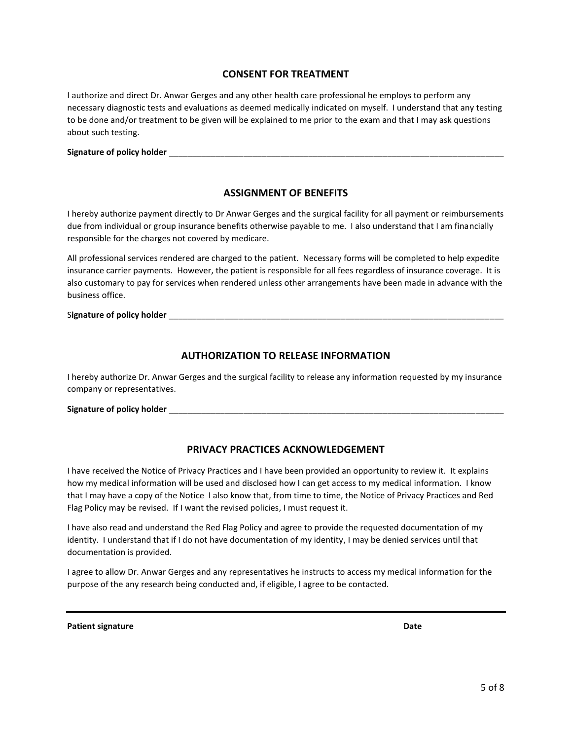## CONSENT FOR TREATMENT

I authorize and direct Dr. Anwar Gerges and any other health care professional he employs to perform any necessary diagnostic tests and evaluations as deemed medically indicated on myself. I understand that any testing to be done and/or treatment to be given will be explained to me prior to the exam and that I may ask questions about such testing.

**Signature of policy holder** ___________________________________________________________________________

## ASSIGNMENT OF BENEFITS

I hereby authorize payment directly to Dr Anwar Gerges and the surgical facility for all payment or reimbursements due from individual or group insurance benefits otherwise payable to me. I also understand that I am financially responsible for the charges not covered by medicare.

All professional services rendered are charged to the patient. Necessary forms will be completed to help expedite insurance carrier payments. However, the patient is responsible for all fees regardless of insurance coverage. It is also customary to pay for services when rendered unless other arrangements have been made in advance with the business office.

S**ignature of policy holder** ___________________________________________________________________________

## AUTHORIZATION TO RELEASE INFORMATION

I hereby authorize Dr. Anwar Gerges and the surgical facility to release any information requested by my insurance company or representatives.

**Signature of policy holder** ___________________________________________________________________________

## PRIVACY PRACTICES ACKNOWLEDGEMENT

I have received the Notice of Privacy Practices and I have been provided an opportunity to review it. It explains how my medical information will be used and disclosed how I can get access to my medical information. I know that I may have a copy of the Notice I also know that, from time to time, the Notice of Privacy Practices and Red Flag Policy may be revised. If I want the revised policies, I must request it.

I have also read and understand the Red Flag Policy and agree to provide the requested documentation of my identity. I understand that if I do not have documentation of my identity, I may be denied services until that documentation is provided.

I agree to allow Dr. Anwar Gerges and any representatives he instructs to access my medical information for the purpose of the any research being conducted and, if eligible, I agree to be contacted.

___________________________________________________________________________

**Patient signature** **Date**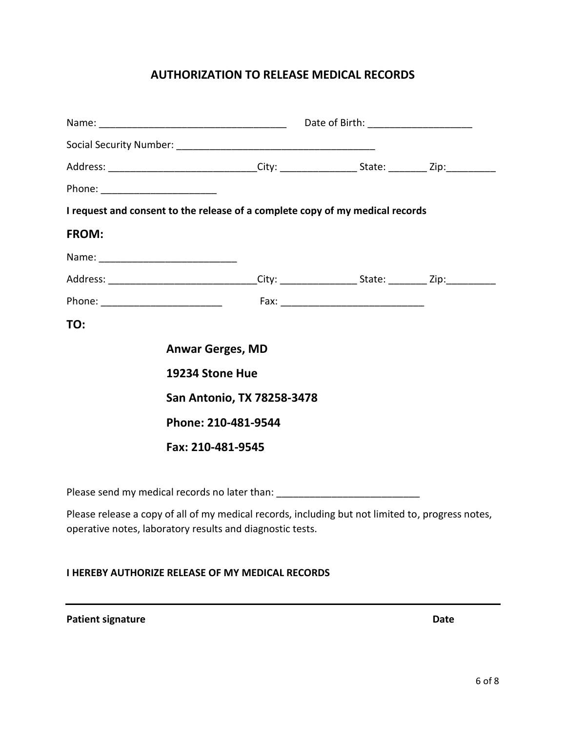# AUTHORIZATION TO RELEASE MEDICAL RECORDS

Name: ___________________________________ Date of Birth: ___________________

Social Security Number: _____________________________________

Address: ___________________________City: ______________ State: _______ Zip:_________

Phone: _____________________

**I request and consent to the release of a complete copy of my medical records**

## FROM:

Name: _________________________

Address: ___________________________City: ______________ State: _______ Zip:_________

Phone: ______________________ Fax: __________________________

## TO:

**Anwar Gerges, MD**

**19234 Stone Hue**

**San Antonio, TX 78258-3478**

**Phone: 210-481-9544**

**Fax: 210-481-9545**

Please send my medical records no later than: __________________________

Please release a copy of all of my medical records, including but not limited to, progress notes, operative notes, laboratory results and diagnostic tests.

**I HEREBY AUTHORIZE RELEASE OF MY MEDICAL RECORDS**

_______________________________________________________________________________

**Patient signature** **Date**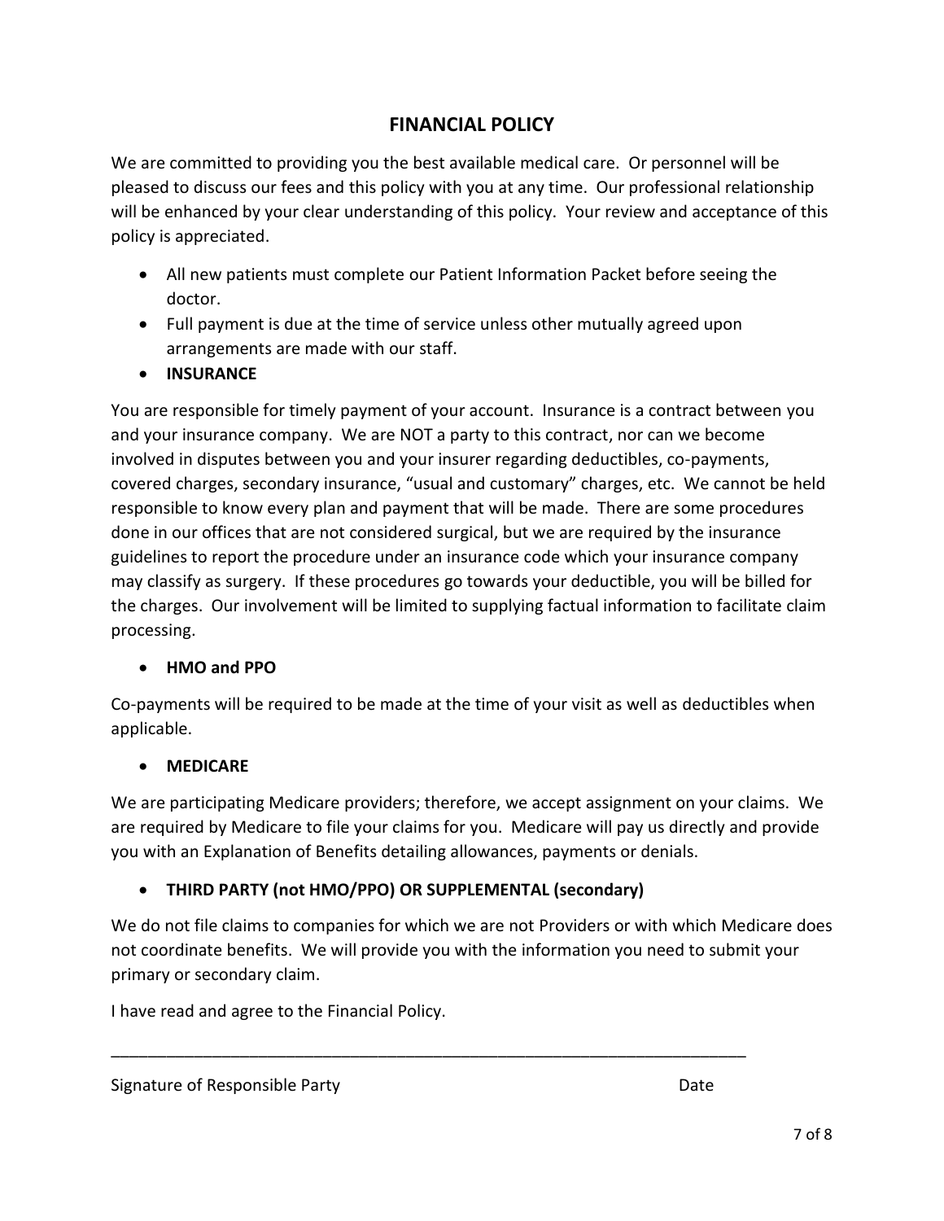# FINANCIAL POLICY

We are committed to providing you the best available medical care. Or personnel will be pleased to discuss our fees and this policy with you at any time. Our professional relationship will be enhanced by your clear understanding of this policy. Your review and acceptance of this policy is appreciated.

- All new patients must complete our Patient Information Packet before seeing the doctor.
- Full payment is due at the time of service unless other mutually agreed upon arrangements are made with our staff.
- **INSURANCE**

You are responsible for timely payment of your account. Insurance is a contract between you and your insurance company. We are NOT a party to this contract, nor can we become involved in disputes between you and your insurer regarding deductibles, co-payments, covered charges, secondary insurance, "usual and customary" charges, etc. We cannot be held responsible to know every plan and payment that will be made. There are some procedures done in our offices that are not considered surgical, but we are required by the insurance guidelines to report the procedure under an insurance code which your insurance company may classify as surgery. If these procedures go towards your deductible, you will be billed for the charges. Our involvement will be limited to supplying factual information to facilitate claim processing.

- **HMO and PPO**

Co-payments will be required to be made at the time of your visit as well as deductibles when applicable.

- **MEDICARE**

We are participating Medicare providers; therefore, we accept assignment on your claims. We are required by Medicare to file your claims for you. Medicare will pay us directly and provide you with an Explanation of Benefits detailing allowances, payments or denials.

- **THIRD PARTY (not HMO/PPO) OR SUPPLEMENTAL (secondary)**

We do not file claims to companies for which we are not Providers or with which Medicare does not coordinate benefits. We will provide you with the information you need to submit your primary or secondary claim.

I have read and agree to the Financial Policy.

\_\_\_\_\_\_\_\_\_\_\_\_\_\_\_\_\_\_\_\_\_\_\_\_\_\_\_\_\_\_\_\_\_\_\_\_\_\_\_\_\_\_\_\_\_\_\_\_\_\_\_\_\_\_\_\_\_\_\_\_\_\_\_\_\_\_\_\_

Signature of Responsible Party Date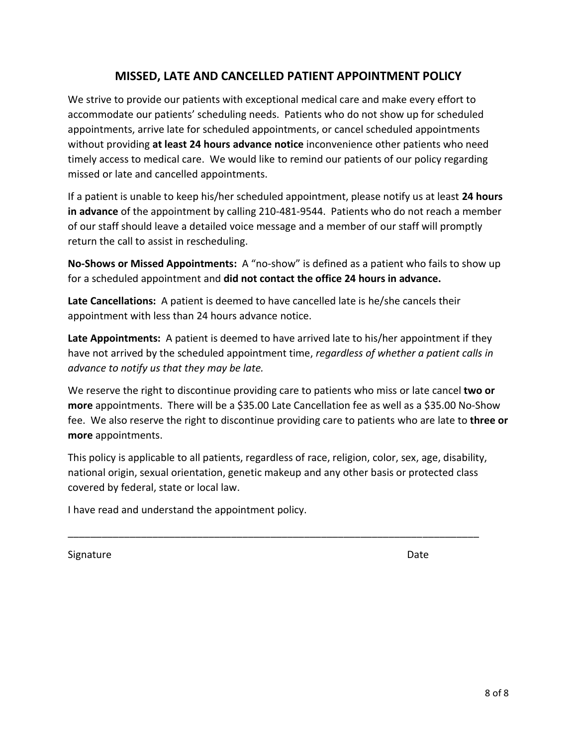# MISSED, LATE AND CANCELLED PATIENT APPOINTMENT POLICY

We strive to provide our patients with exceptional medical care and make every effort to accommodate our patients' scheduling needs. Patients who do not show up for scheduled appointments, arrive late for scheduled appointments, or cancel scheduled appointments without providing **at least 24 hours advance notice** inconvenience other patients who need timely access to medical care. We would like to remind our patients of our policy regarding missed or late and cancelled appointments.

If a patient is unable to keep his/her scheduled appointment, please notify us at least **24 hours in advance** of the appointment by calling 210-481-9544. Patients who do not reach a member of our staff should leave a detailed voice message and a member of our staff will promptly return the call to assist in rescheduling.

**No-Shows or Missed Appointments:** A "no-show" is defined as a patient who fails to show up for a scheduled appointment and **did not contact the office 24 hours in advance.**

**Late Cancellations:** A patient is deemed to have cancelled late is he/she cancels their appointment with less than 24 hours advance notice.

**Late Appointments:** A patient is deemed to have arrived late to his/her appointment if they have not arrived by the scheduled appointment time, *regardless of whether a patient calls in advance to notify us that they may be late.*

We reserve the right to discontinue providing care to patients who miss or late cancel **two or more** appointments. There will be a $35.00 Late Cancellation fee as well as a $35.00 No-Show fee. We also reserve the right to discontinue providing care to patients who are late to **three or more** appointments.

This policy is applicable to all patients, regardless of race, religion, color, sex, age, disability, national origin, sexual orientation, genetic makeup and any other basis or protected class covered by federal, state or local law.

I have read and understand the appointment policy.

_____________________________________________________________________________

Signature Date